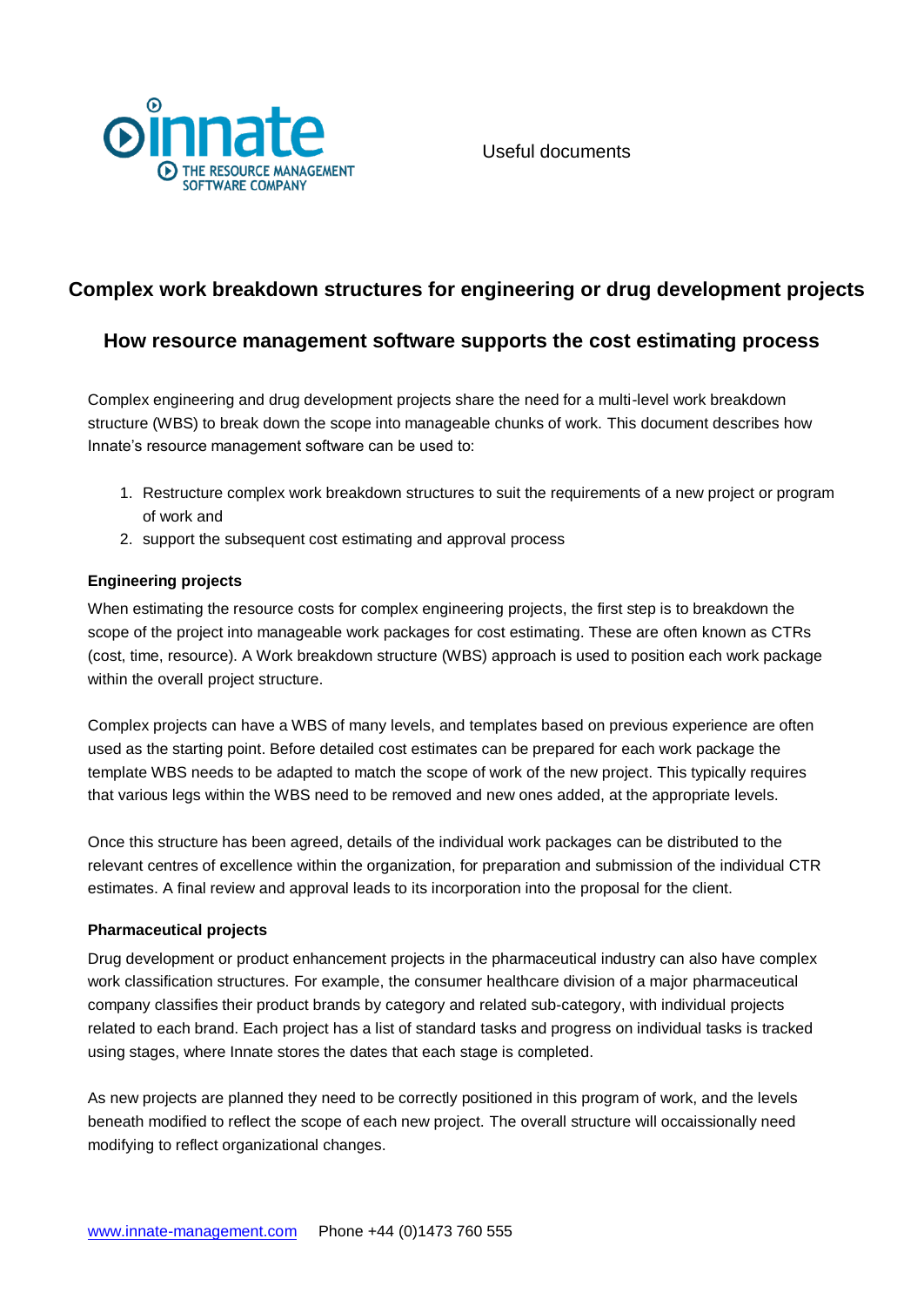innate
THE RESOURCE MANAGEMENT SOFTWARE COMPANY

Useful documents

## Complex work breakdown structures for engineering or drug development projects

## How resource management software supports the cost estimating process

Complex engineering and drug development projects share the need for a multi-level work breakdown structure (WBS) to break down the scope into manageable chunks of work. This document describes how Innate's resource management software can be used to:

1. Restructure complex work breakdown structures to suit the requirements of a new project or program of work and
2. support the subsequent cost estimating and approval process

**Engineering projects**

When estimating the resource costs for complex engineering projects, the first step is to breakdown the scope of the project into manageable work packages for cost estimating. These are often known as CTRs (cost, time, resource). A Work breakdown structure (WBS) approach is used to position each work package within the overall project structure.

Complex projects can have a WBS of many levels, and templates based on previous experience are often used as the starting point. Before detailed cost estimates can be prepared for each work package the template WBS needs to be adapted to match the scope of work of the new project. This typically requires that various legs within the WBS need to be removed and new ones added, at the appropriate levels.

Once this structure has been agreed, details of the individual work packages can be distributed to the relevant centres of excellence within the organization, for preparation and submission of the individual CTR estimates. A final review and approval leads to its incorporation into the proposal for the client.

**Pharmaceutical projects**

Drug development or product enhancement projects in the pharmaceutical industry can also have complex work classification structures. For example, the consumer healthcare division of a major pharmaceutical company classifies their product brands by category and related sub-category, with individual projects related to each brand. Each project has a list of standard tasks and progress on individual tasks is tracked using stages, where Innate stores the dates that each stage is completed.

As new projects are planned they need to be correctly positioned in this program of work, and the levels beneath modified to reflect the scope of each new project. The overall structure will occaissionally need modifying to reflect organizational changes.

www.innate-management.com Phone +44 (0)1473 760 555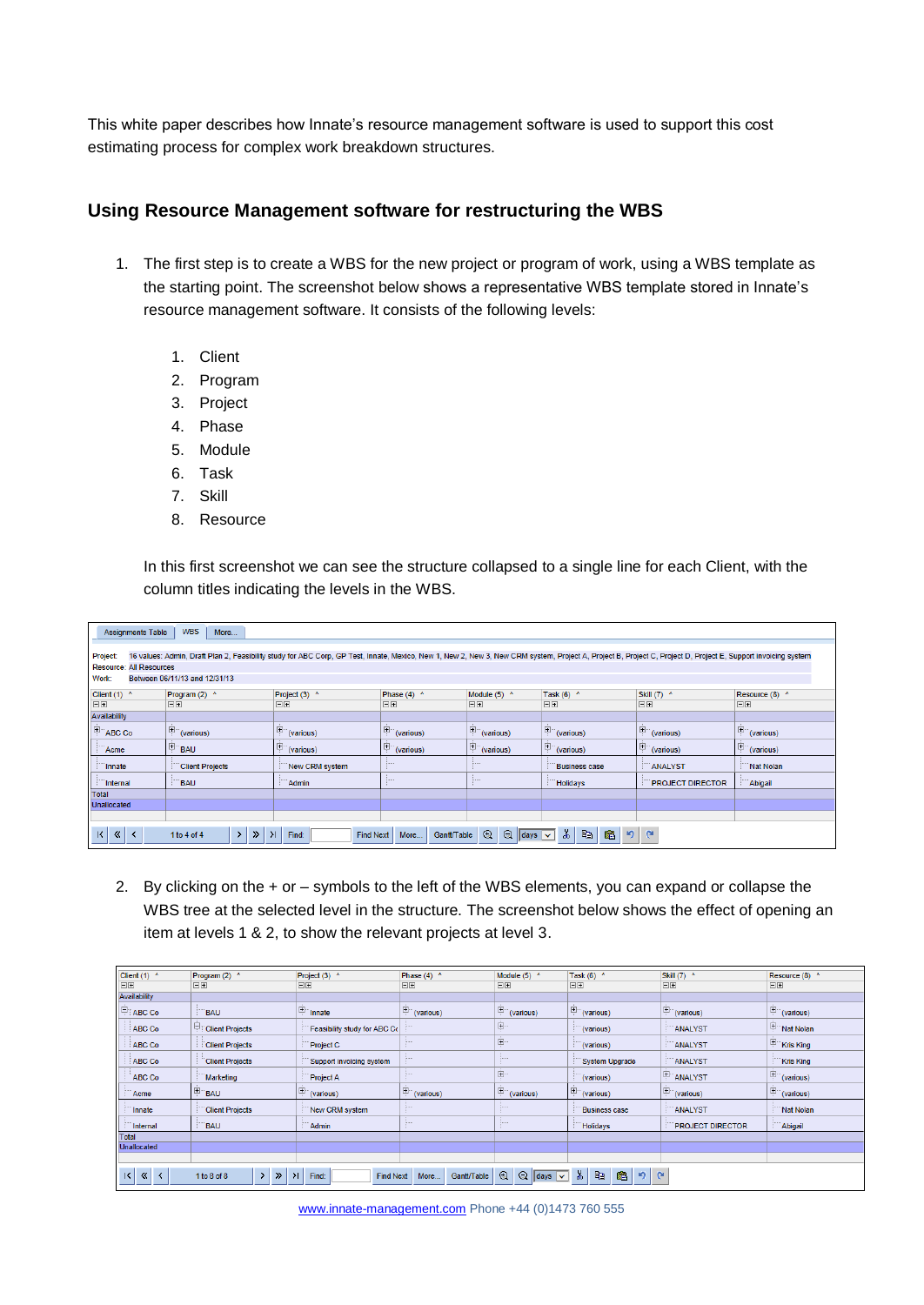This white paper describes how Innate's resource management software is used to support this cost estimating process for complex work breakdown structures.

## Using Resource Management software for restructuring the WBS

1. The first step is to create a WBS for the new project or program of work, using a WBS template as the starting point. The screenshot below shows a representative WBS template stored in Innate's resource management software. It consists of the following levels:

    1. Client
    2. Program
    3. Project
    4. Phase
    5. Module
    6. Task
    7. Skill
    8. Resource

    In this first screenshot we can see the structure collapsed to a single line for each Client, with the column titles indicating the levels in the WBS.

    Assignments Table | WBS | More...

    Project: 16 values: Admin, Draft Plan 2, Feasibility study for ABC Corp, GP Test, Innate, Mexico, New 1, New 2, New 3, New CRM system, Project A, Project B, Project C, Project D, Project E, Support invoicing system
    Resource: All Resources
    Work: Between 06/11/13 and 12/31/13

    | Client (1) | Program (2) | Project (3) | Phase (4) | Module (5) | Task (6) | Skill (7) | Resource (8) |
    |---|---|---|---|---|---|---|---|
    | Availability | | | | | | | |
    | ABC Co | (various) | (various) | (various) | (various) | (various) | (various) | (various) |
    | Acme | BAU | (various) | (various) | (various) | (various) | (various) | (various) |
    | Innate | Client Projects | New CRM system | | | Business case | ANALYST | Nat Nolan |
    | Internal | BAU | Admin | | | Holidays | PROJECT DIRECTOR | Abigail |
    | Total | | | | | | | |
    | Unallocated | | | | | | | |

    1 to 4 of 4 | Find: | Find Next | More... | Gantt/Table | days

2. By clicking on the + or – symbols to the left of the WBS elements, you can expand or collapse the WBS tree at the selected level in the structure. The screenshot below shows the effect of opening an item at levels 1 & 2, to show the relevant projects at level 3.

    | Client (1) | Program (2) | Project (3) | Phase (4) | Module (5) | Task (6) | Skill (7) | Resource (8) |
    |---|---|---|---|---|---|---|---|
    | Availability | | | | | | | |
    | ABC Co | BAU | Innate | (various) | (various) | (various) | (various) | (various) |
    | ABC Co | Client Projects | Feasibility study for ABC Co | | | (various) | ANALYST | Nat Nolan |
    | ABC Co | Client Projects | Project C | | | (various) | ANALYST | Kris King |
    | ABC Co | Client Projects | Support invoicing system | | | System Upgrade | ANALYST | Kris King |
    | ABC Co | Marketing | Project A | | | (various) | ANALYST | (various) |
    | Acme | BAU | (various) | (various) | (various) | (various) | (various) | (various) |
    | Innate | Client Projects | New CRM system | | | Business case | ANALYST | Nat Nolan |
    | Internal | BAU | Admin | | | Holidays | PROJECT DIRECTOR | Abigail |
    | Total | | | | | | | |
    | Unallocated | | | | | | | |

    1 to 8 of 8 | Find: | Find Next | More... | Gantt/Table | days

www.innate-management.com Phone +44 (0)1473 760 555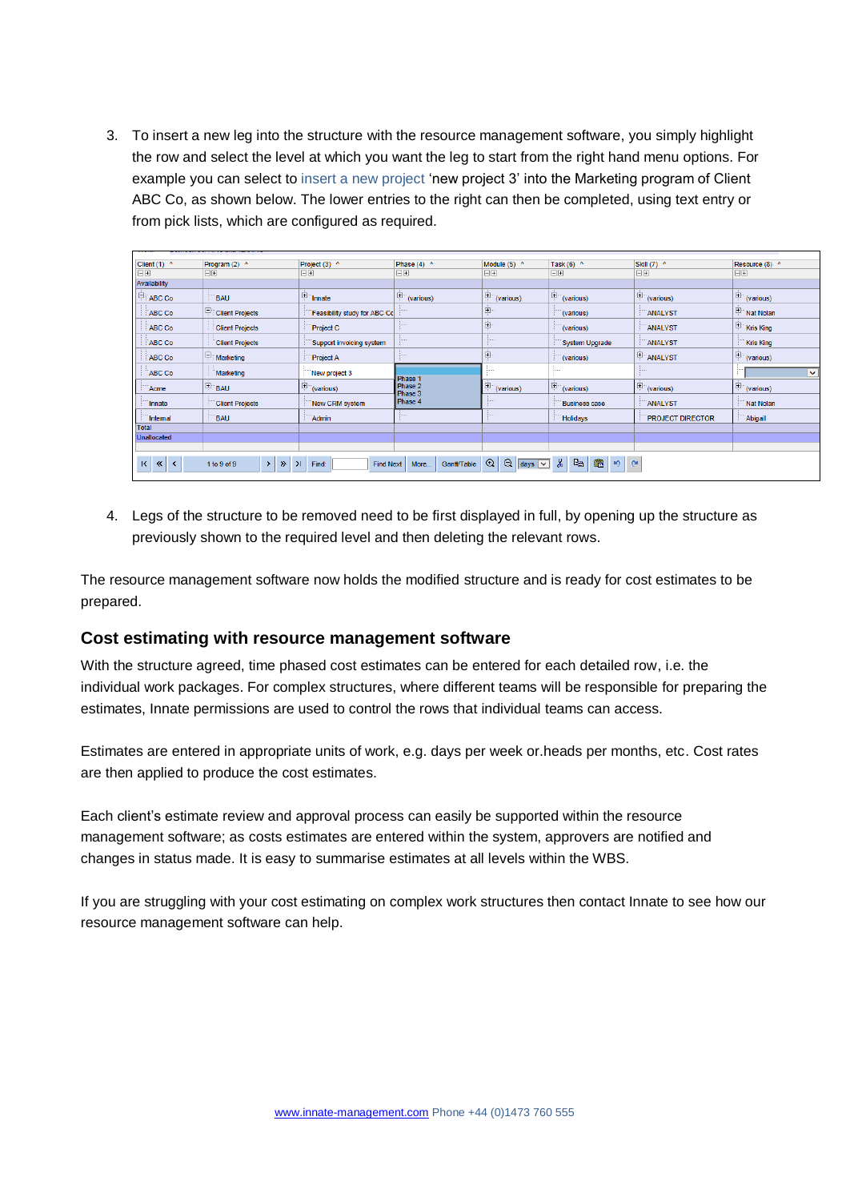3. To insert a new leg into the structure with the resource management software, you simply highlight the row and select the level at which you want the leg to start from the right hand menu options. For example you can select to insert a new project 'new project 3' into the Marketing program of Client ABC Co, as shown below. The lower entries to the right can then be completed, using text entry or from pick lists, which are configured as required.

| Client (1) | Program (2) | Project (3) | Phase (4) | Module (5) | Task (6) | Skill (7) | Resource (8) |
|---|---|---|---|---|---|---|---|
| Availability | | | | | | | |
| ABC Co | BAU | Innate | (various) | (various) | (various) | (various) | (various) |
| ABC Co | Client Projects | Feasibility study for ABC Co | | | (various) | ANALYST | Nat Nolan |
| ABC Co | Client Projects | Project C | | | (various) | ANALYST | Kris King |
| ABC Co | Client Projects | Support invoicing system | | | System Upgrade | ANALYST | Kris King |
| ABC Co | Marketing | Project A | | | (various) | ANALYST | (various) |
| ABC Co | Marketing | New project 3 | Phase 1 Phase 2 Phase 3 Phase 4 | | | | |
| Acme | BAU | (various) | | (various) | (various) | (various) | (various) |
| Innate | Client Projects | New CRM system | | | Business case | ANALYST | Nat Nolan |
| Internal | BAU | Admin | | | Holidays | PROJECT DIRECTOR | Abigail |
| Total | | | | | | | |
| Unallocated | | | | | | | |

1 to 9 of 9 Find: Find Next More.. Gantt/Table days

4. Legs of the structure to be removed need to be first displayed in full, by opening up the structure as previously shown to the required level and then deleting the relevant rows.

The resource management software now holds the modified structure and is ready for cost estimates to be prepared.

## Cost estimating with resource management software

With the structure agreed, time phased cost estimates can be entered for each detailed row, i.e. the individual work packages. For complex structures, where different teams will be responsible for preparing the estimates, Innate permissions are used to control the rows that individual teams can access.

Estimates are entered in appropriate units of work, e.g. days per week or.heads per months, etc. Cost rates are then applied to produce the cost estimates.

Each client's estimate review and approval process can easily be supported within the resource management software; as costs estimates are entered within the system, approvers are notified and changes in status made. It is easy to summarise estimates at all levels within the WBS.

If you are struggling with your cost estimating on complex work structures then contact Innate to see how our resource management software can help.

www.innate-management.com Phone +44 (0)1473 760 555